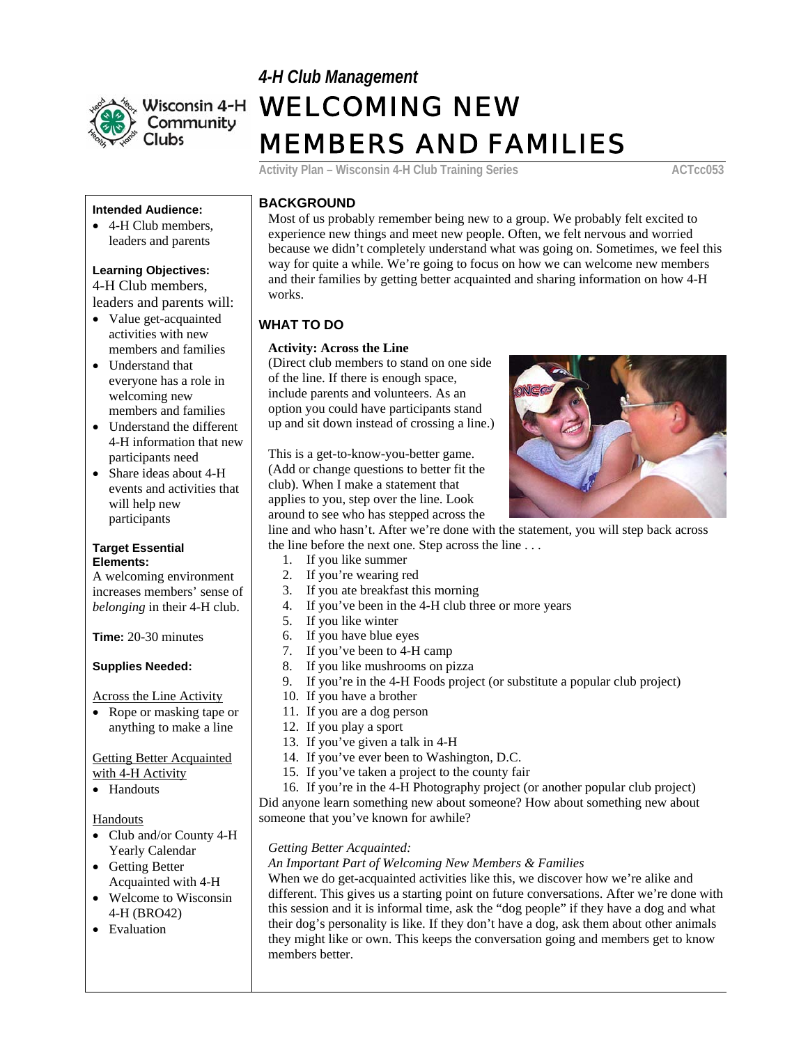Wisconsin 4-H Community Clubs

*4-H Club Management*

# WELCOMING NEW MEMBERS AND FAMILIES

**Activity Plan – Wisconsin 4-H Club Training Series** ACTcc053

**Intended Audience:**

- 4-H Club members, leaders and parents

**Learning Objectives:**

4-H Club members, leaders and parents will:

- Value get-acquainted activities with new members and families
- Understand that everyone has a role in welcoming new members and families
- Understand the different 4-H information that new participants need
- Share ideas about 4-H events and activities that will help new participants

**Target Essential Elements:**

A welcoming environment increases members' sense of *belonging* in their 4-H club.

**Time:** 20-30 minutes

**Supplies Needed:**

Across the Line Activity

- Rope or masking tape or anything to make a line

Getting Better Acquainted with 4-H Activity

- Handouts

Handouts

- Club and/or County 4-H Yearly Calendar
- Getting Better Acquainted with 4-H
- Welcome to Wisconsin 4-H (BRO42)
- Evaluation

## BACKGROUND

Most of us probably remember being new to a group. We probably felt excited to experience new things and meet new people. Often, we felt nervous and worried because we didn't completely understand what was going on. Sometimes, we feel this way for quite a while. We're going to focus on how we can welcome new members and their families by getting better acquainted and sharing information on how 4-H works.

## WHAT TO DO

**Activity: Across the Line**

(Direct club members to stand on one side of the line. If there is enough space, include parents and volunteers. As an option you could have participants stand up and sit down instead of crossing a line.)

This is a get-to-know-you-better game. (Add or change questions to better fit the club). When I make a statement that applies to you, step over the line. Look around to see who has stepped across the line and who hasn't. After we're done with the statement, you will step back across the line before the next one. Step across the line . . .

1. If you like summer
2. If you're wearing red
3. If you ate breakfast this morning
4. If you've been in the 4-H club three or more years
5. If you like winter
6. If you have blue eyes
7. If you've been to 4-H camp
8. If you like mushrooms on pizza
9. If you're in the 4-H Foods project (or substitute a popular club project)
10. If you have a brother
11. If you are a dog person
12. If you play a sport
13. If you've given a talk in 4-H
14. If you've ever been to Washington, D.C.
15. If you've taken a project to the county fair
16. If you're in the 4-H Photography project (or another popular club project)

Did anyone learn something new about someone? How about something new about someone that you've known for awhile?

*Getting Better Acquainted:*
*An Important Part of Welcoming New Members & Families*

When we do get-acquainted activities like this, we discover how we're alike and different. This gives us a starting point on future conversations. After we're done with this session and it is informal time, ask the "dog people" if they have a dog and what their dog's personality is like. If they don't have a dog, ask them about other animals they might like or own. This keeps the conversation going and members get to know members better.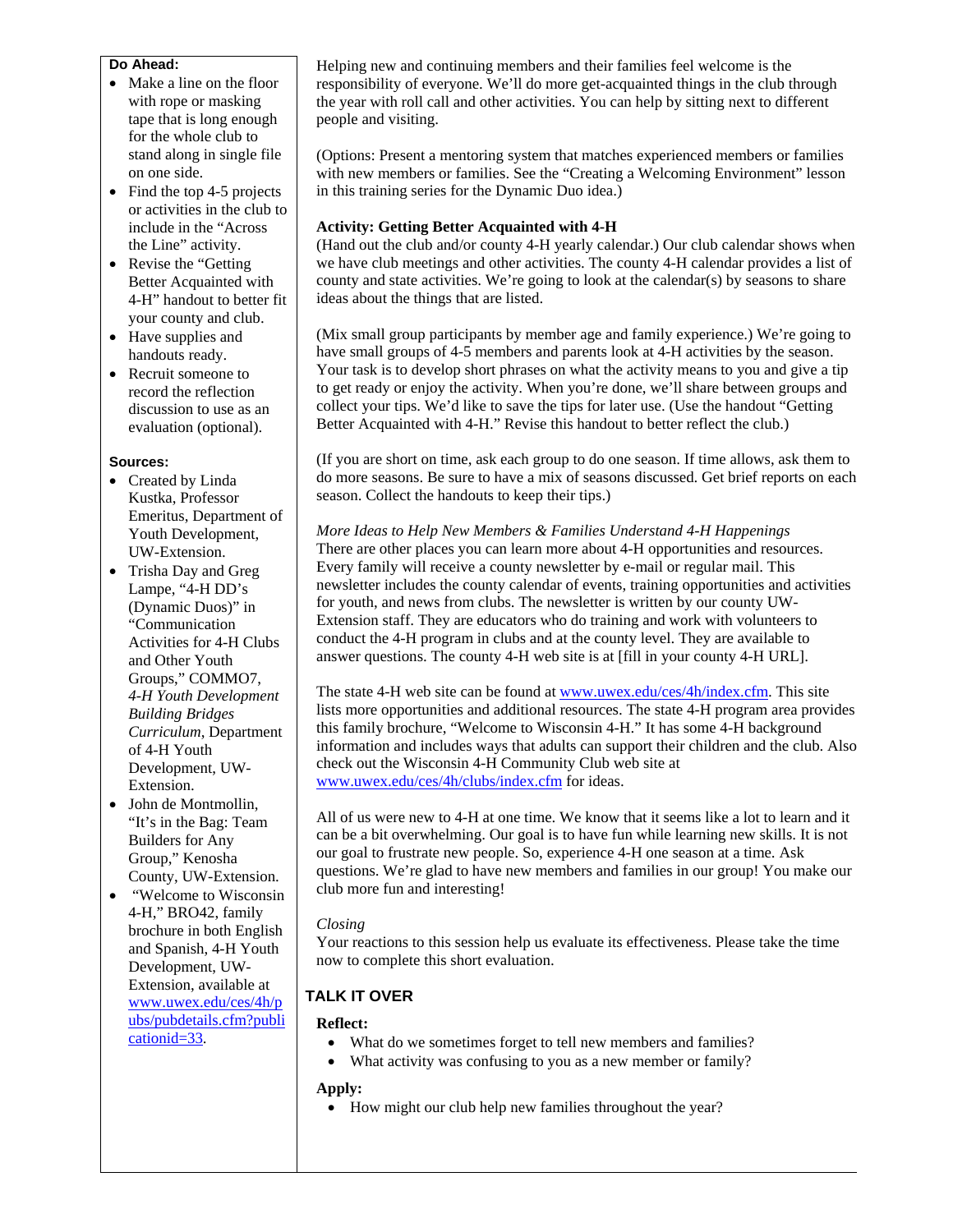**Do Ahead:**

- Make a line on the floor with rope or masking tape that is long enough for the whole club to stand along in single file on one side.
- Find the top 4-5 projects or activities in the club to include in the "Across the Line" activity.
- Revise the "Getting Better Acquainted with 4-H" handout to better fit your county and club.
- Have supplies and handouts ready.
- Recruit someone to record the reflection discussion to use as an evaluation (optional).

**Sources:**

- Created by Linda Kustka, Professor Emeritus, Department of Youth Development, UW-Extension.
- Trisha Day and Greg Lampe, "4-H DD's (Dynamic Duos)" in "Communication Activities for 4-H Clubs and Other Youth Groups," COMMO7, *4-H Youth Development Building Bridges Curriculum*, Department of 4-H Youth Development, UW-Extension.
- John de Montmollin, "It's in the Bag: Team Builders for Any Group," Kenosha County, UW-Extension.
- "Welcome to Wisconsin 4-H," BRO42, family brochure in both English and Spanish, 4-H Youth Development, UW-Extension, available at www.uwex.edu/ces/4h/pubs/pubdetails.cfm?publicationid=33.

Helping new and continuing members and their families feel welcome is the responsibility of everyone. We'll do more get-acquainted things in the club through the year with roll call and other activities. You can help by sitting next to different people and visiting.

(Options: Present a mentoring system that matches experienced members or families with new members or families. See the "Creating a Welcoming Environment" lesson in this training series for the Dynamic Duo idea.)

**Activity: Getting Better Acquainted with 4-H**

(Hand out the club and/or county 4-H yearly calendar.) Our club calendar shows when we have club meetings and other activities. The county 4-H calendar provides a list of county and state activities. We're going to look at the calendar(s) by seasons to share ideas about the things that are listed.

(Mix small group participants by member age and family experience.) We're going to have small groups of 4-5 members and parents look at 4-H activities by the season. Your task is to develop short phrases on what the activity means to you and give a tip to get ready or enjoy the activity. When you're done, we'll share between groups and collect your tips. We'd like to save the tips for later use. (Use the handout "Getting Better Acquainted with 4-H." Revise this handout to better reflect the club.)

(If you are short on time, ask each group to do one season. If time allows, ask them to do more seasons. Be sure to have a mix of seasons discussed. Get brief reports on each season. Collect the handouts to keep their tips.)

*More Ideas to Help New Members & Families Understand 4-H Happenings*

There are other places you can learn more about 4-H opportunities and resources. Every family will receive a county newsletter by e-mail or regular mail. This newsletter includes the county calendar of events, training opportunities and activities for youth, and news from clubs. The newsletter is written by our county UW-Extension staff. They are educators who do training and work with volunteers to conduct the 4-H program in clubs and at the county level. They are available to answer questions. The county 4-H web site is at [fill in your county 4-H URL].

The state 4-H web site can be found at www.uwex.edu/ces/4h/index.cfm. This site lists more opportunities and additional resources. The state 4-H program area provides this family brochure, "Welcome to Wisconsin 4-H." It has some 4-H background information and includes ways that adults can support their children and the club. Also check out the Wisconsin 4-H Community Club web site at www.uwex.edu/ces/4h/clubs/index.cfm for ideas.

All of us were new to 4-H at one time. We know that it seems like a lot to learn and it can be a bit overwhelming. Our goal is to have fun while learning new skills. It is not our goal to frustrate new people. So, experience 4-H one season at a time. Ask questions. We're glad to have new members and families in our group! You make our club more fun and interesting!

*Closing*

Your reactions to this session help us evaluate its effectiveness. Please take the time now to complete this short evaluation.

## TALK IT OVER

**Reflect:**

- What do we sometimes forget to tell new members and families?
- What activity was confusing to you as a new member or family?

**Apply:**

- How might our club help new families throughout the year?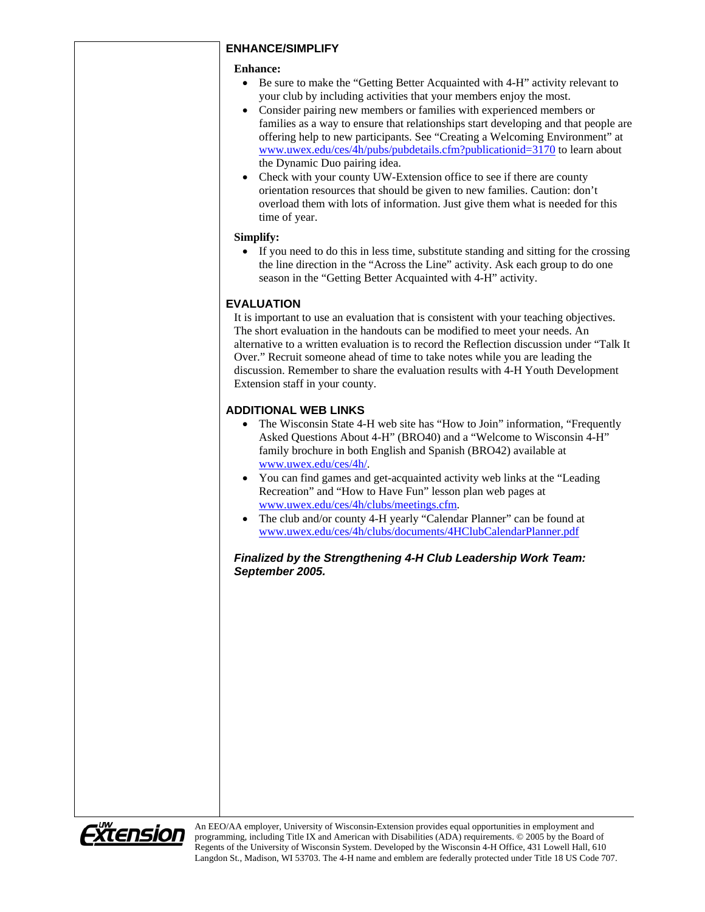## ENHANCE/SIMPLIFY

**Enhance:**

- Be sure to make the "Getting Better Acquainted with 4-H" activity relevant to your club by including activities that your members enjoy the most.
- Consider pairing new members or families with experienced members or families as a way to ensure that relationships start developing and that people are offering help to new participants. See "Creating a Welcoming Environment" at www.uwex.edu/ces/4h/pubs/pubdetails.cfm?publicationid=3170 to learn about the Dynamic Duo pairing idea.
- Check with your county UW-Extension office to see if there are county orientation resources that should be given to new families. Caution: don't overload them with lots of information. Just give them what is needed for this time of year.

**Simplify:**

- If you need to do this in less time, substitute standing and sitting for the crossing the line direction in the "Across the Line" activity. Ask each group to do one season in the "Getting Better Acquainted with 4-H" activity.

## EVALUATION

It is important to use an evaluation that is consistent with your teaching objectives. The short evaluation in the handouts can be modified to meet your needs. An alternative to a written evaluation is to record the Reflection discussion under "Talk It Over." Recruit someone ahead of time to take notes while you are leading the discussion. Remember to share the evaluation results with 4-H Youth Development Extension staff in your county.

## ADDITIONAL WEB LINKS

- The Wisconsin State 4-H web site has "How to Join" information, "Frequently Asked Questions About 4-H" (BRO40) and a "Welcome to Wisconsin 4-H" family brochure in both English and Spanish (BRO42) available at www.uwex.edu/ces/4h/.
- You can find games and get-acquainted activity web links at the "Leading Recreation" and "How to Have Fun" lesson plan web pages at www.uwex.edu/ces/4h/clubs/meetings.cfm.
- The club and/or county 4-H yearly "Calendar Planner" can be found at www.uwex.edu/ces/4h/clubs/documents/4HClubCalendarPlanner.pdf

***Finalized by the Strengthening 4-H Club Leadership Work Team: September 2005.***

An EEO/AA employer, University of Wisconsin-Extension provides equal opportunities in employment and programming, including Title IX and American with Disabilities (ADA) requirements. © 2005 by the Board of Regents of the University of Wisconsin System. Developed by the Wisconsin 4-H Office, 431 Lowell Hall, 610 Langdon St., Madison, WI 53703. The 4-H name and emblem are federally protected under Title 18 US Code 707.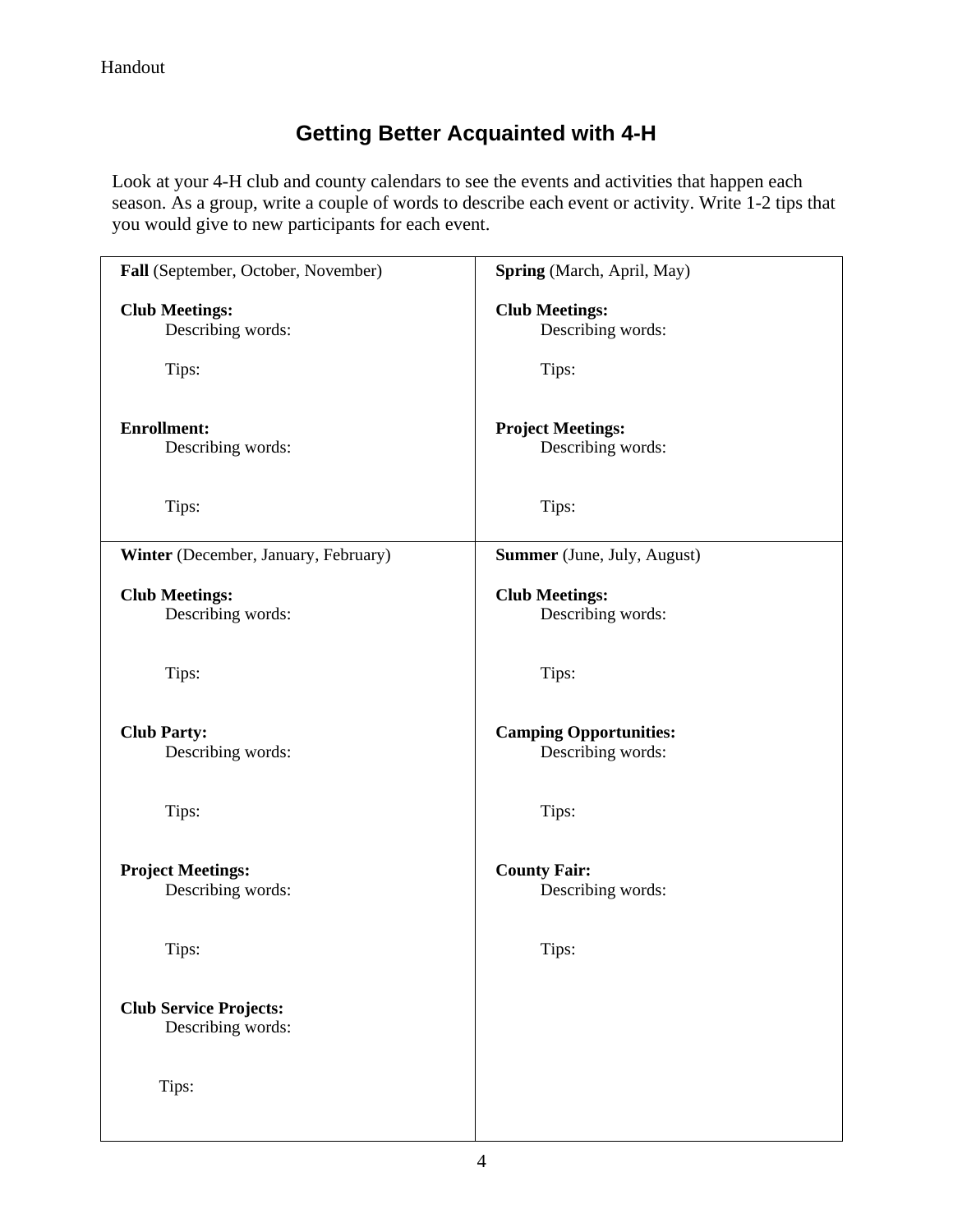Handout

# Getting Better Acquainted with 4-H

Look at your 4-H club and county calendars to see the events and activities that happen each season. As a group, write a couple of words to describe each event or activity. Write 1-2 tips that you would give to new participants for each event.

| **Fall** (September, October, November) | **Spring** (March, April, May) |
|---|---|
| **Club Meetings:**<br>Describing words:<br><br>Tips:<br><br>**Enrollment:**<br>Describing words:<br><br>Tips: | **Club Meetings:**<br>Describing words:<br><br>Tips:<br><br>**Project Meetings:**<br>Describing words:<br><br>Tips: |
| **Winter** (December, January, February)<br><br>**Club Meetings:**<br>Describing words:<br><br>Tips:<br><br>**Club Party:**<br>Describing words:<br><br>Tips:<br><br>**Project Meetings:**<br>Describing words:<br><br>Tips:<br><br>**Club Service Projects:**<br>Describing words:<br><br>Tips: | **Summer** (June, July, August)<br><br>**Club Meetings:**<br>Describing words:<br><br>Tips:<br><br>**Camping Opportunities:**<br>Describing words:<br><br>Tips:<br><br>**County Fair:**<br>Describing words:<br><br>Tips: |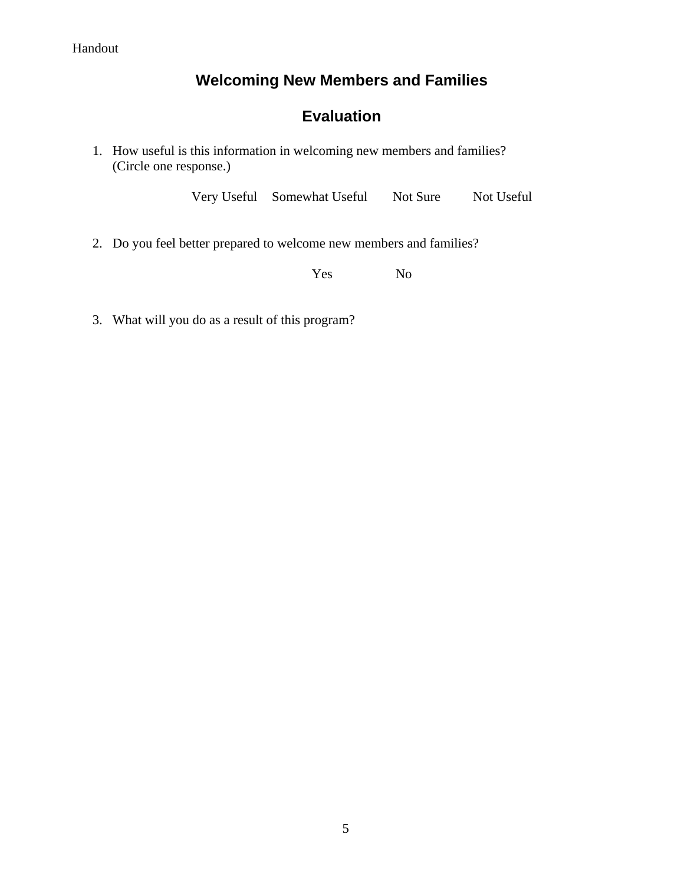Handout

# Welcoming New Members and Families

## Evaluation

1. How useful is this information in welcoming new members and families? (Circle one response.)

   Very Useful    Somewhat Useful    Not Sure    Not Useful

2. Do you feel better prepared to welcome new members and families?

   Yes    No

3. What will you do as a result of this program?